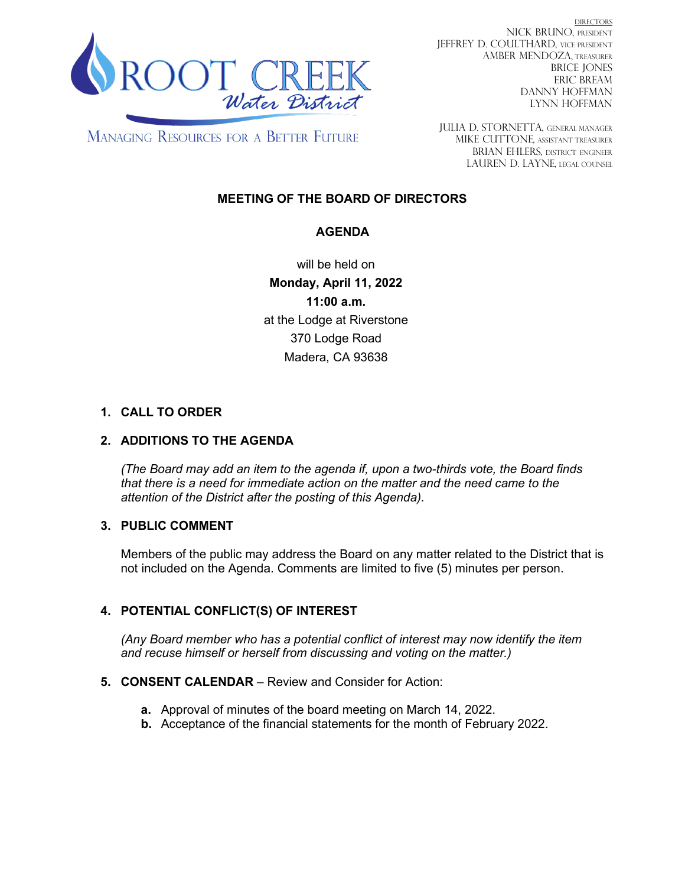ROOT CREEK
*Water District*

MANAGING RESOURCES FOR A BETTER FUTURE

DIRECTORS
NICK BRUNO, PRESIDENT
JEFFREY D. COULTHARD, VICE PRESIDENT
AMBER MENDOZA, TREASURER
BRICE JONES
ERIC BREAM
DANNY HOFFMAN
LYNN HOFFMAN

JULIA D. STORNETTA, GENERAL MANAGER
MIKE CUTTONE, ASSISTANT TREASURER
BRIAN EHLERS, DISTRICT ENGINEER
LAUREN D. LAYNE, LEGAL COUNSEL

## MEETING OF THE BOARD OF DIRECTORS

## AGENDA

will be held on
**Monday, April 11, 2022**
**11:00 a.m.**
at the Lodge at Riverstone
370 Lodge Road
Madera, CA 93638

1. **CALL TO ORDER**

2. **ADDITIONS TO THE AGENDA**

   *(The Board may add an item to the agenda if, upon a two-thirds vote, the Board finds that there is a need for immediate action on the matter and the need came to the attention of the District after the posting of this Agenda).*

3. **PUBLIC COMMENT**

   Members of the public may address the Board on any matter related to the District that is not included on the Agenda. Comments are limited to five (5) minutes per person.

4. **POTENTIAL CONFLICT(S) OF INTEREST**

   *(Any Board member who has a potential conflict of interest may now identify the item and recuse himself or herself from discussing and voting on the matter.)*

5. **CONSENT CALENDAR** – Review and Consider for Action:

   **a.** Approval of minutes of the board meeting on March 14, 2022.
   **b.** Acceptance of the financial statements for the month of February 2022.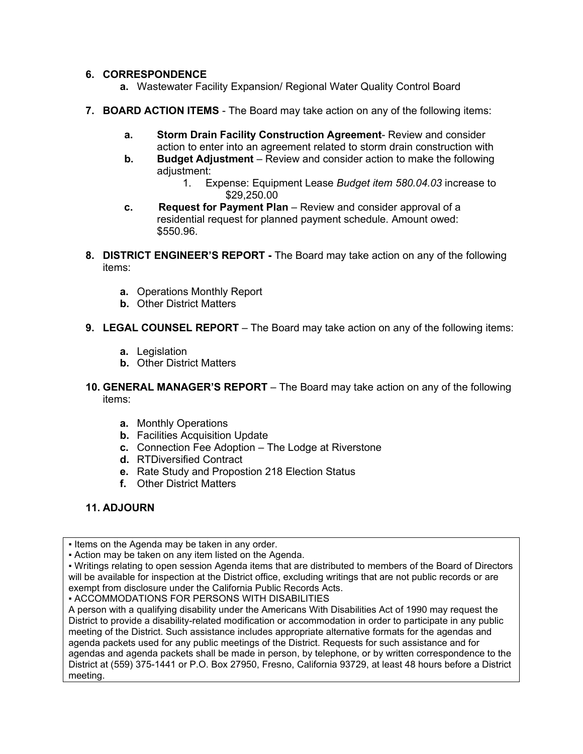6. **CORRESPONDENCE**
    - **a.** Wastewater Facility Expansion/ Regional Water Quality Control Board

7. **BOARD ACTION ITEMS** - The Board may take action on any of the following items:

    - **a.** **Storm Drain Facility Construction Agreement**- Review and consider action to enter into an agreement related to storm drain construction with
    - **b.** **Budget Adjustment** – Review and consider action to make the following adjustment:
        1. Expense: Equipment Lease *Budget item 580.04.03* increase to $29,250.00
    - **c.** **Request for Payment Plan** – Review and consider approval of a residential request for planned payment schedule. Amount owed: $550.96.

8. **DISTRICT ENGINEER'S REPORT -** The Board may take action on any of the following items:

    - **a.** Operations Monthly Report
    - **b.** Other District Matters

9. **LEGAL COUNSEL REPORT** – The Board may take action on any of the following items:

    - **a.** Legislation
    - **b.** Other District Matters

10. **GENERAL MANAGER'S REPORT** – The Board may take action on any of the following items:

    - **a.** Monthly Operations
    - **b.** Facilities Acquisition Update
    - **c.** Connection Fee Adoption – The Lodge at Riverstone
    - **d.** RTDiversified Contract
    - **e.** Rate Study and Propostion 218 Election Status
    - **f.** Other District Matters

11. **ADJOURN**

---

▪ Items on the Agenda may be taken in any order.
▪ Action may be taken on any item listed on the Agenda.
▪ Writings relating to open session Agenda items that are distributed to members of the Board of Directors will be available for inspection at the District office, excluding writings that are not public records or are exempt from disclosure under the California Public Records Acts.
▪ ACCOMMODATIONS FOR PERSONS WITH DISABILITIES
A person with a qualifying disability under the Americans With Disabilities Act of 1990 may request the District to provide a disability-related modification or accommodation in order to participate in any public meeting of the District. Such assistance includes appropriate alternative formats for the agendas and agenda packets used for any public meetings of the District. Requests for such assistance and for agendas and agenda packets shall be made in person, by telephone, or by written correspondence to the District at (559) 375-1441 or P.O. Box 27950, Fresno, California 93729, at least 48 hours before a District meeting.